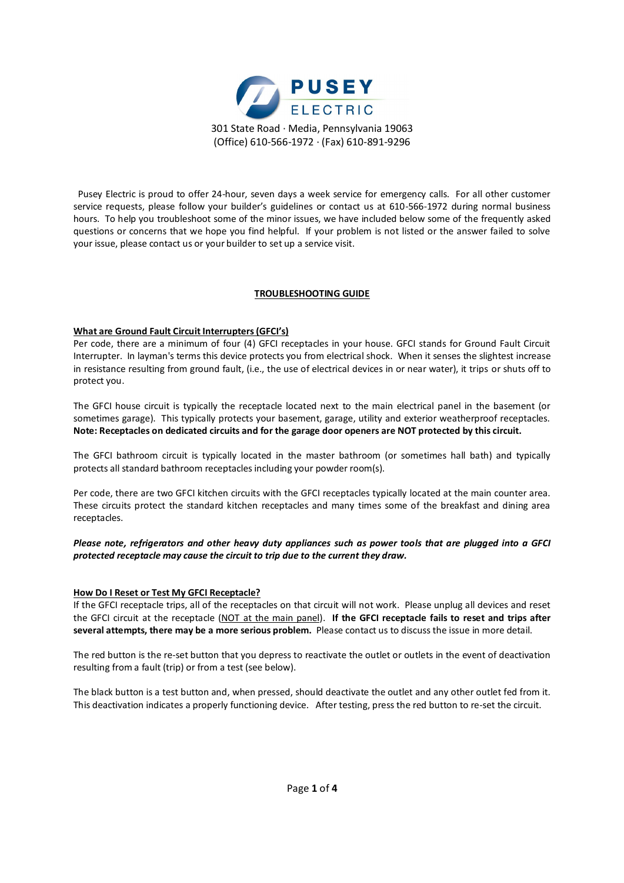**PUSEY ELECTRIC**

301 State Road · Media, Pennsylvania 19063
(Office) 610-566-1972 · (Fax) 610-891-9296

Pusey Electric is proud to offer 24-hour, seven days a week service for emergency calls. For all other customer service requests, please follow your builder's guidelines or contact us at 610-566-1972 during normal business hours. To help you troubleshoot some of the minor issues, we have included below some of the frequently asked questions or concerns that we hope you find helpful. If your problem is not listed or the answer failed to solve your issue, please contact us or your builder to set up a service visit.

## TROUBLESHOOTING GUIDE

### What are Ground Fault Circuit Interrupters (GFCI's)

Per code, there are a minimum of four (4) GFCI receptacles in your house. GFCI stands for Ground Fault Circuit Interrupter. In layman's terms this device protects you from electrical shock. When it senses the slightest increase in resistance resulting from ground fault, (i.e., the use of electrical devices in or near water), it trips or shuts off to protect you.

The GFCI house circuit is typically the receptacle located next to the main electrical panel in the basement (or sometimes garage). This typically protects your basement, garage, utility and exterior weatherproof receptacles. **Note: Receptacles on dedicated circuits and for the garage door openers are NOT protected by this circuit.**

The GFCI bathroom circuit is typically located in the master bathroom (or sometimes hall bath) and typically protects all standard bathroom receptacles including your powder room(s).

Per code, there are two GFCI kitchen circuits with the GFCI receptacles typically located at the main counter area. These circuits protect the standard kitchen receptacles and many times some of the breakfast and dining area receptacles.

***Please note, refrigerators and other heavy duty appliances such as power tools that are plugged into a GFCI protected receptacle may cause the circuit to trip due to the current they draw.***

### How Do I Reset or Test My GFCI Receptacle?

If the GFCI receptacle trips, all of the receptacles on that circuit will not work. Please unplug all devices and reset the GFCI circuit at the receptacle (NOT at the main panel). **If the GFCI receptacle fails to reset and trips after several attempts, there may be a more serious problem.** Please contact us to discuss the issue in more detail.

The red button is the re-set button that you depress to reactivate the outlet or outlets in the event of deactivation resulting from a fault (trip) or from a test (see below).

The black button is a test button and, when pressed, should deactivate the outlet and any other outlet fed from it. This deactivation indicates a properly functioning device. After testing, press the red button to re-set the circuit.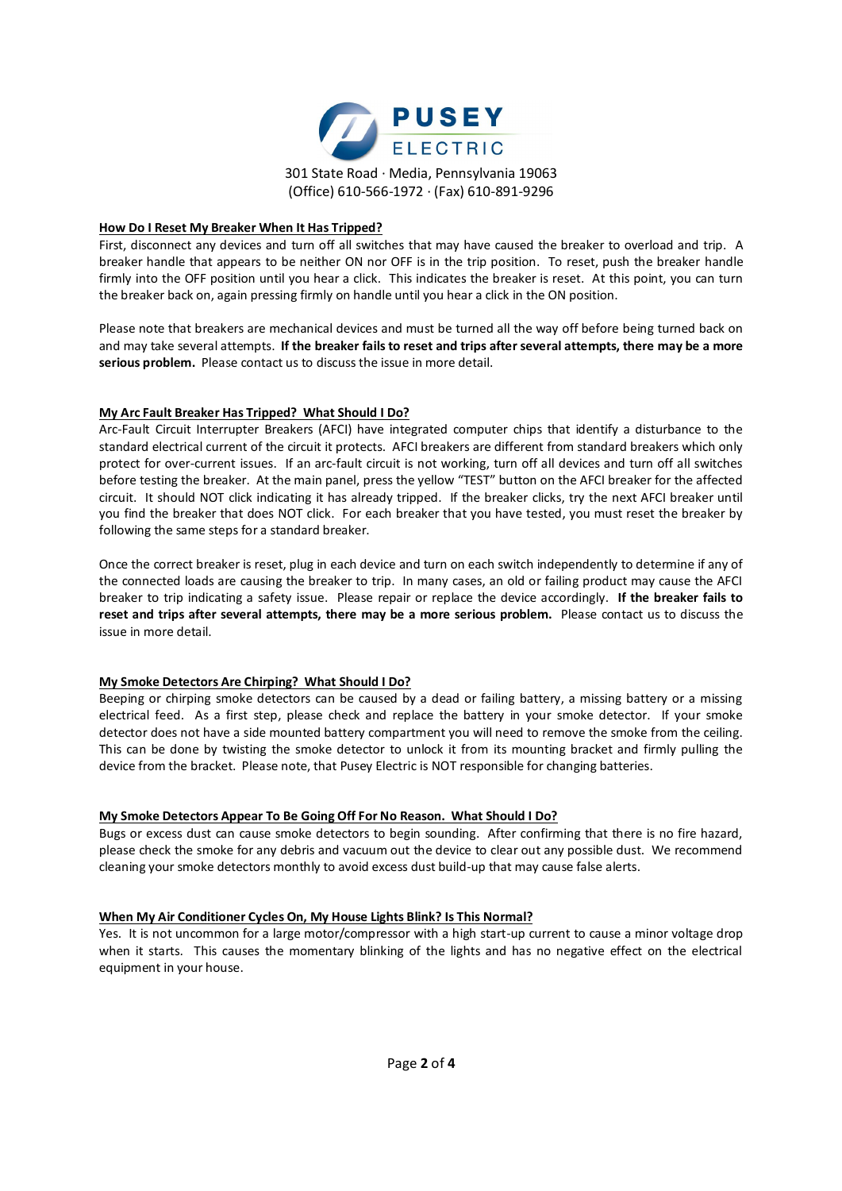**PUSEY ELECTRIC**

301 State Road · Media, Pennsylvania 19063
(Office) 610-566-1972 · (Fax) 610-891-9296

## How Do I Reset My Breaker When It Has Tripped?

First, disconnect any devices and turn off all switches that may have caused the breaker to overload and trip. A breaker handle that appears to be neither ON nor OFF is in the trip position. To reset, push the breaker handle firmly into the OFF position until you hear a click. This indicates the breaker is reset. At this point, you can turn the breaker back on, again pressing firmly on handle until you hear a click in the ON position.

Please note that breakers are mechanical devices and must be turned all the way off before being turned back on and may take several attempts. **If the breaker fails to reset and trips after several attempts, there may be a more serious problem.** Please contact us to discuss the issue in more detail.

## My Arc Fault Breaker Has Tripped? What Should I Do?

Arc-Fault Circuit Interrupter Breakers (AFCI) have integrated computer chips that identify a disturbance to the standard electrical current of the circuit it protects. AFCI breakers are different from standard breakers which only protect for over-current issues. If an arc-fault circuit is not working, turn off all devices and turn off all switches before testing the breaker. At the main panel, press the yellow "TEST" button on the AFCI breaker for the affected circuit. It should NOT click indicating it has already tripped. If the breaker clicks, try the next AFCI breaker until you find the breaker that does NOT click. For each breaker that you have tested, you must reset the breaker by following the same steps for a standard breaker.

Once the correct breaker is reset, plug in each device and turn on each switch independently to determine if any of the connected loads are causing the breaker to trip. In many cases, an old or failing product may cause the AFCI breaker to trip indicating a safety issue. Please repair or replace the device accordingly. **If the breaker fails to reset and trips after several attempts, there may be a more serious problem.** Please contact us to discuss the issue in more detail.

## My Smoke Detectors Are Chirping? What Should I Do?

Beeping or chirping smoke detectors can be caused by a dead or failing battery, a missing battery or a missing electrical feed. As a first step, please check and replace the battery in your smoke detector. If your smoke detector does not have a side mounted battery compartment you will need to remove the smoke from the ceiling. This can be done by twisting the smoke detector to unlock it from its mounting bracket and firmly pulling the device from the bracket. Please note, that Pusey Electric is NOT responsible for changing batteries.

## My Smoke Detectors Appear To Be Going Off For No Reason. What Should I Do?

Bugs or excess dust can cause smoke detectors to begin sounding. After confirming that there is no fire hazard, please check the smoke for any debris and vacuum out the device to clear out any possible dust. We recommend cleaning your smoke detectors monthly to avoid excess dust build-up that may cause false alerts.

## When My Air Conditioner Cycles On, My House Lights Blink? Is This Normal?

Yes. It is not uncommon for a large motor/compressor with a high start-up current to cause a minor voltage drop when it starts. This causes the momentary blinking of the lights and has no negative effect on the electrical equipment in your house.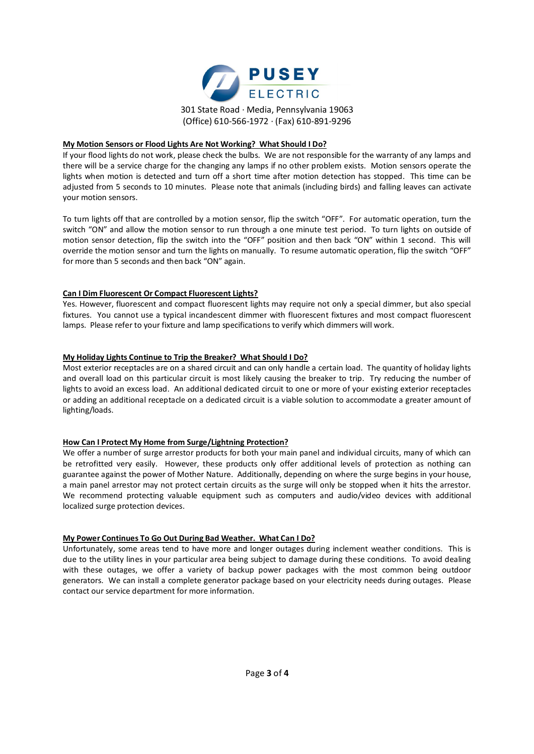**PUSEY ELECTRIC**

301 State Road · Media, Pennsylvania 19063
(Office) 610-566-1972 · (Fax) 610-891-9296

### My Motion Sensors or Flood Lights Are Not Working? What Should I Do?

If your flood lights do not work, please check the bulbs. We are not responsible for the warranty of any lamps and there will be a service charge for the changing any lamps if no other problem exists. Motion sensors operate the lights when motion is detected and turn off a short time after motion detection has stopped. This time can be adjusted from 5 seconds to 10 minutes. Please note that animals (including birds) and falling leaves can activate your motion sensors.

To turn lights off that are controlled by a motion sensor, flip the switch "OFF". For automatic operation, turn the switch "ON" and allow the motion sensor to run through a one minute test period. To turn lights on outside of motion sensor detection, flip the switch into the "OFF" position and then back "ON" within 1 second. This will override the motion sensor and turn the lights on manually. To resume automatic operation, flip the switch "OFF" for more than 5 seconds and then back "ON" again.

### Can I Dim Fluorescent Or Compact Fluorescent Lights?

Yes. However, fluorescent and compact fluorescent lights may require not only a special dimmer, but also special fixtures. You cannot use a typical incandescent dimmer with fluorescent fixtures and most compact fluorescent lamps. Please refer to your fixture and lamp specifications to verify which dimmers will work.

### My Holiday Lights Continue to Trip the Breaker? What Should I Do?

Most exterior receptacles are on a shared circuit and can only handle a certain load. The quantity of holiday lights and overall load on this particular circuit is most likely causing the breaker to trip. Try reducing the number of lights to avoid an excess load. An additional dedicated circuit to one or more of your existing exterior receptacles or adding an additional receptacle on a dedicated circuit is a viable solution to accommodate a greater amount of lighting/loads.

### How Can I Protect My Home from Surge/Lightning Protection?

We offer a number of surge arrestor products for both your main panel and individual circuits, many of which can be retrofitted very easily. However, these products only offer additional levels of protection as nothing can guarantee against the power of Mother Nature. Additionally, depending on where the surge begins in your house, a main panel arrestor may not protect certain circuits as the surge will only be stopped when it hits the arrestor. We recommend protecting valuable equipment such as computers and audio/video devices with additional localized surge protection devices.

### My Power Continues To Go Out During Bad Weather. What Can I Do?

Unfortunately, some areas tend to have more and longer outages during inclement weather conditions. This is due to the utility lines in your particular area being subject to damage during these conditions. To avoid dealing with these outages, we offer a variety of backup power packages with the most common being outdoor generators. We can install a complete generator package based on your electricity needs during outages. Please contact our service department for more information.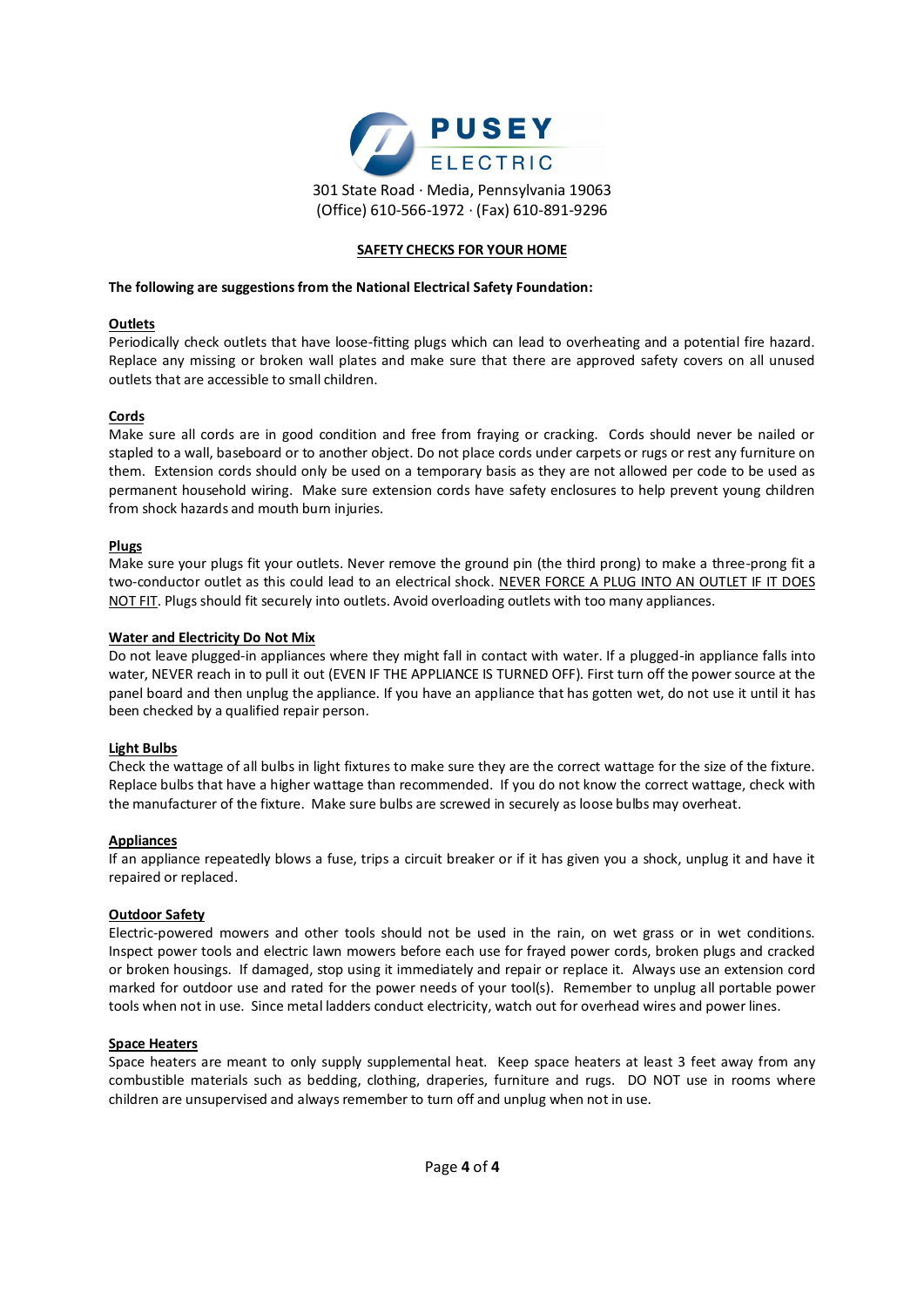PUSEY ELECTRIC

301 State Road · Media, Pennsylvania 19063
(Office) 610-566-1972 · (Fax) 610-891-9296

## SAFETY CHECKS FOR YOUR HOME

**The following are suggestions from the National Electrical Safety Foundation:**

### Outlets

Periodically check outlets that have loose-fitting plugs which can lead to overheating and a potential fire hazard. Replace any missing or broken wall plates and make sure that there are approved safety covers on all unused outlets that are accessible to small children.

### Cords

Make sure all cords are in good condition and free from fraying or cracking. Cords should never be nailed or stapled to a wall, baseboard or to another object. Do not place cords under carpets or rugs or rest any furniture on them. Extension cords should only be used on a temporary basis as they are not allowed per code to be used as permanent household wiring. Make sure extension cords have safety enclosures to help prevent young children from shock hazards and mouth burn injuries.

### Plugs

Make sure your plugs fit your outlets. Never remove the ground pin (the third prong) to make a three-prong fit a two-conductor outlet as this could lead to an electrical shock. NEVER FORCE A PLUG INTO AN OUTLET IF IT DOES NOT FIT. Plugs should fit securely into outlets. Avoid overloading outlets with too many appliances.

### Water and Electricity Do Not Mix

Do not leave plugged-in appliances where they might fall in contact with water. If a plugged-in appliance falls into water, NEVER reach in to pull it out (EVEN IF THE APPLIANCE IS TURNED OFF). First turn off the power source at the panel board and then unplug the appliance. If you have an appliance that has gotten wet, do not use it until it has been checked by a qualified repair person.

### Light Bulbs

Check the wattage of all bulbs in light fixtures to make sure they are the correct wattage for the size of the fixture. Replace bulbs that have a higher wattage than recommended. If you do not know the correct wattage, check with the manufacturer of the fixture. Make sure bulbs are screwed in securely as loose bulbs may overheat.

### Appliances

If an appliance repeatedly blows a fuse, trips a circuit breaker or if it has given you a shock, unplug it and have it repaired or replaced.

### Outdoor Safety

Electric-powered mowers and other tools should not be used in the rain, on wet grass or in wet conditions. Inspect power tools and electric lawn mowers before each use for frayed power cords, broken plugs and cracked or broken housings. If damaged, stop using it immediately and repair or replace it. Always use an extension cord marked for outdoor use and rated for the power needs of your tool(s). Remember to unplug all portable power tools when not in use. Since metal ladders conduct electricity, watch out for overhead wires and power lines.

### Space Heaters

Space heaters are meant to only supply supplemental heat. Keep space heaters at least 3 feet away from any combustible materials such as bedding, clothing, draperies, furniture and rugs. DO NOT use in rooms where children are unsupervised and always remember to turn off and unplug when not in use.